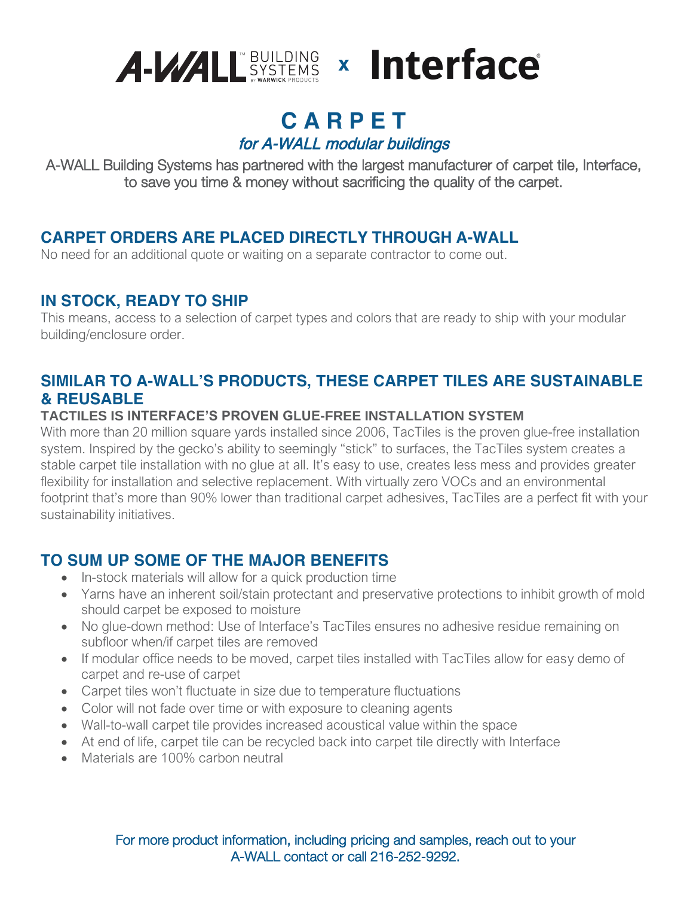**A-WALL™ BUILDING SYSTEMS** BY WARWICK PRODUCTS x **Interface®**

# CARPET

*for A-WALL modular buildings*

A-WALL Building Systems has partnered with the largest manufacturer of carpet tile, Interface, to save you time & money without sacrificing the quality of the carpet.

## CARPET ORDERS ARE PLACED DIRECTLY THROUGH A-WALL

No need for an additional quote or waiting on a separate contractor to come out.

## IN STOCK, READY TO SHIP

This means, access to a selection of carpet types and colors that are ready to ship with your modular building/enclosure order.

## SIMILAR TO A-WALL'S PRODUCTS, THESE CARPET TILES ARE SUSTAINABLE & REUSABLE

### TACTILES IS INTERFACE'S PROVEN GLUE-FREE INSTALLATION SYSTEM

With more than 20 million square yards installed since 2006, TacTiles is the proven glue-free installation system. Inspired by the gecko's ability to seemingly "stick" to surfaces, the TacTiles system creates a stable carpet tile installation with no glue at all. It's easy to use, creates less mess and provides greater flexibility for installation and selective replacement. With virtually zero VOCs and an environmental footprint that's more than 90% lower than traditional carpet adhesives, TacTiles are a perfect fit with your sustainability initiatives.

## TO SUM UP SOME OF THE MAJOR BENEFITS

- In-stock materials will allow for a quick production time
- Yarns have an inherent soil/stain protectant and preservative protections to inhibit growth of mold should carpet be exposed to moisture
- No glue-down method: Use of Interface's TacTiles ensures no adhesive residue remaining on subfloor when/if carpet tiles are removed
- If modular office needs to be moved, carpet tiles installed with TacTiles allow for easy demo of carpet and re-use of carpet
- Carpet tiles won't fluctuate in size due to temperature fluctuations
- Color will not fade over time or with exposure to cleaning agents
- Wall-to-wall carpet tile provides increased acoustical value within the space
- At end of life, carpet tile can be recycled back into carpet tile directly with Interface
- Materials are 100% carbon neutral

For more product information, including pricing and samples, reach out to your A-WALL contact or call 216-252-9292.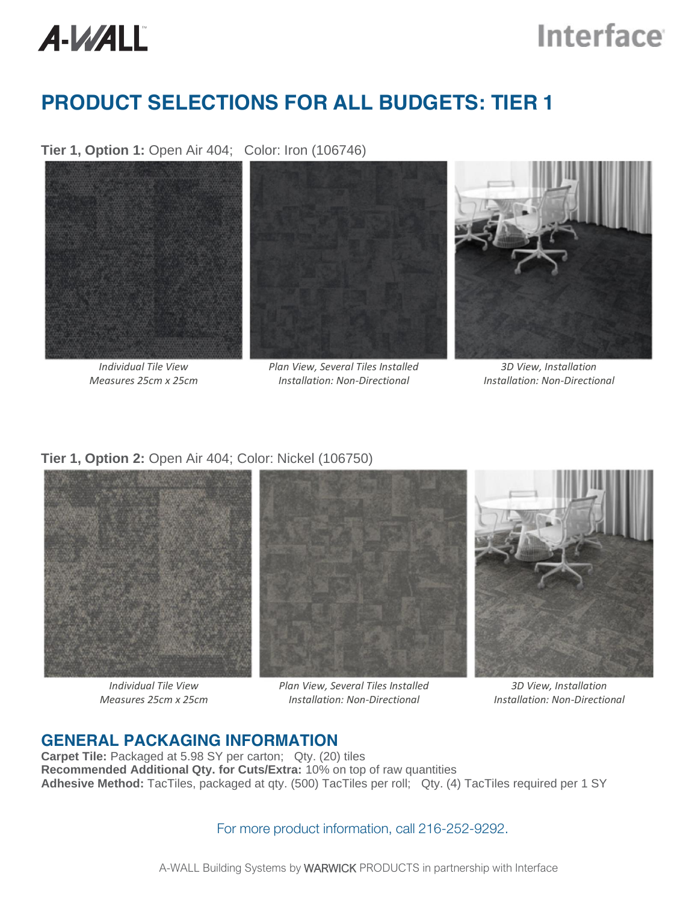# PRODUCT SELECTIONS FOR ALL BUDGETS: TIER 1

**Tier 1, Option 1:** Open Air 404; Color: Iron (106746)

*Individual Tile View*
*Measures 25cm x 25cm*

*Plan View, Several Tiles Installed*
*Installation: Non-Directional*

*3D View, Installation*
*Installation: Non-Directional*

**Tier 1, Option 2:** Open Air 404; Color: Nickel (106750)

*Individual Tile View*
*Measures 25cm x 25cm*

*Plan View, Several Tiles Installed*
*Installation: Non-Directional*

*3D View, Installation*
*Installation: Non-Directional*

## GENERAL PACKAGING INFORMATION

**Carpet Tile:** Packaged at 5.98 SY per carton; Qty. (20) tiles
**Recommended Additional Qty. for Cuts/Extra:** 10% on top of raw quantities
**Adhesive Method:** TacTiles, packaged at qty. (500) TacTiles per roll; Qty. (4) TacTiles required per 1 SY

For more product information, call 216-252-9292.

A-WALL Building Systems by WARWICK PRODUCTS in partnership with Interface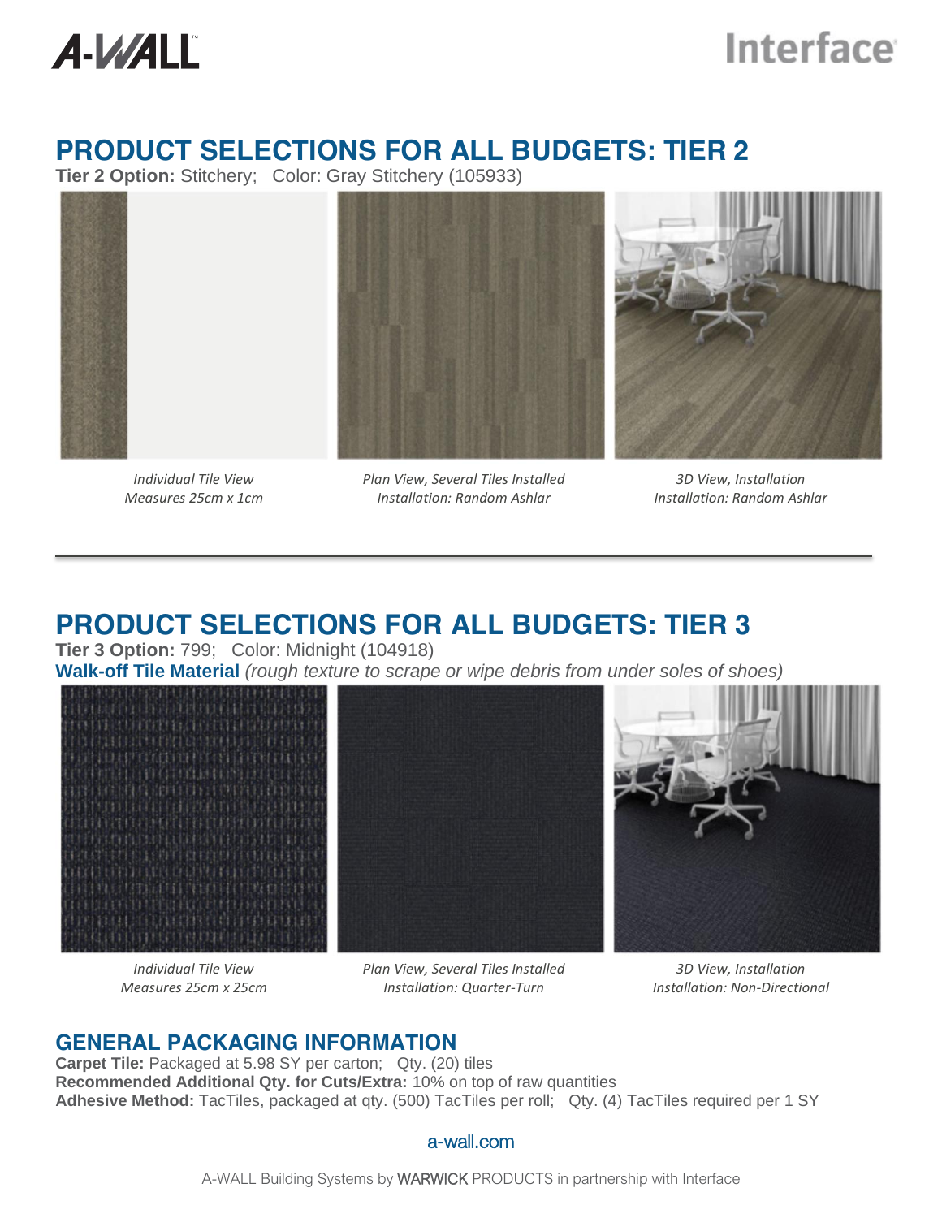## PRODUCT SELECTIONS FOR ALL BUDGETS: TIER 2

**Tier 2 Option:** Stitchery; Color: Gray Stitchery (105933)

*Individual Tile View*
*Measures 25cm x 1cm*

*Plan View, Several Tiles Installed*
*Installation: Random Ashlar*

*3D View, Installation*
*Installation: Random Ashlar*

---

## PRODUCT SELECTIONS FOR ALL BUDGETS: TIER 3

**Tier 3 Option:** 799; Color: Midnight (104918)

**Walk-off Tile Material** *(rough texture to scrape or wipe debris from under soles of shoes)*

*Individual Tile View*
*Measures 25cm x 25cm*

*Plan View, Several Tiles Installed*
*Installation: Quarter-Turn*

*3D View, Installation*
*Installation: Non-Directional*

### GENERAL PACKAGING INFORMATION

**Carpet Tile:** Packaged at 5.98 SY per carton; Qty. (20) tiles
**Recommended Additional Qty. for Cuts/Extra:** 10% on top of raw quantities
**Adhesive Method:** TacTiles, packaged at qty. (500) TacTiles per roll; Qty. (4) TacTiles required per 1 SY

a-wall.com

A-WALL Building Systems by WARWICK PRODUCTS in partnership with Interface